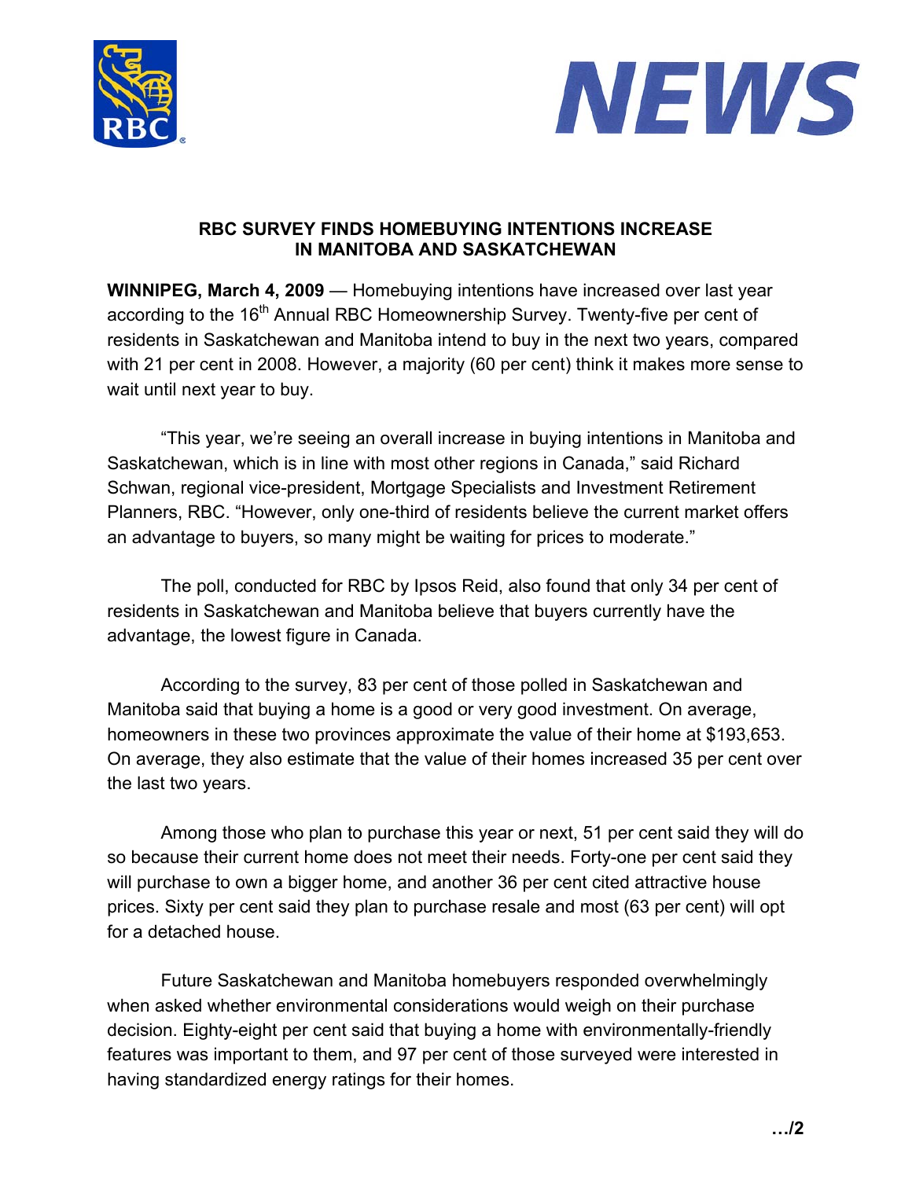# NEWS

## RBC SURVEY FINDS HOMEBUYING INTENTIONS INCREASE IN MANITOBA AND SASKATCHEWAN

**WINNIPEG, March 4, 2009** — Homebuying intentions have increased over last year according to the 16th Annual RBC Homeownership Survey. Twenty-five per cent of residents in Saskatchewan and Manitoba intend to buy in the next two years, compared with 21 per cent in 2008. However, a majority (60 per cent) think it makes more sense to wait until next year to buy.

"This year, we're seeing an overall increase in buying intentions in Manitoba and Saskatchewan, which is in line with most other regions in Canada," said Richard Schwan, regional vice-president, Mortgage Specialists and Investment Retirement Planners, RBC. "However, only one-third of residents believe the current market offers an advantage to buyers, so many might be waiting for prices to moderate."

The poll, conducted for RBC by Ipsos Reid, also found that only 34 per cent of residents in Saskatchewan and Manitoba believe that buyers currently have the advantage, the lowest figure in Canada.

According to the survey, 83 per cent of those polled in Saskatchewan and Manitoba said that buying a home is a good or very good investment. On average, homeowners in these two provinces approximate the value of their home at $193,653. On average, they also estimate that the value of their homes increased 35 per cent over the last two years.

Among those who plan to purchase this year or next, 51 per cent said they will do so because their current home does not meet their needs. Forty-one per cent said they will purchase to own a bigger home, and another 36 per cent cited attractive house prices. Sixty per cent said they plan to purchase resale and most (63 per cent) will opt for a detached house.

Future Saskatchewan and Manitoba homebuyers responded overwhelmingly when asked whether environmental considerations would weigh on their purchase decision. Eighty-eight per cent said that buying a home with environmentally-friendly features was important to them, and 97 per cent of those surveyed were interested in having standardized energy ratings for their homes.

.../2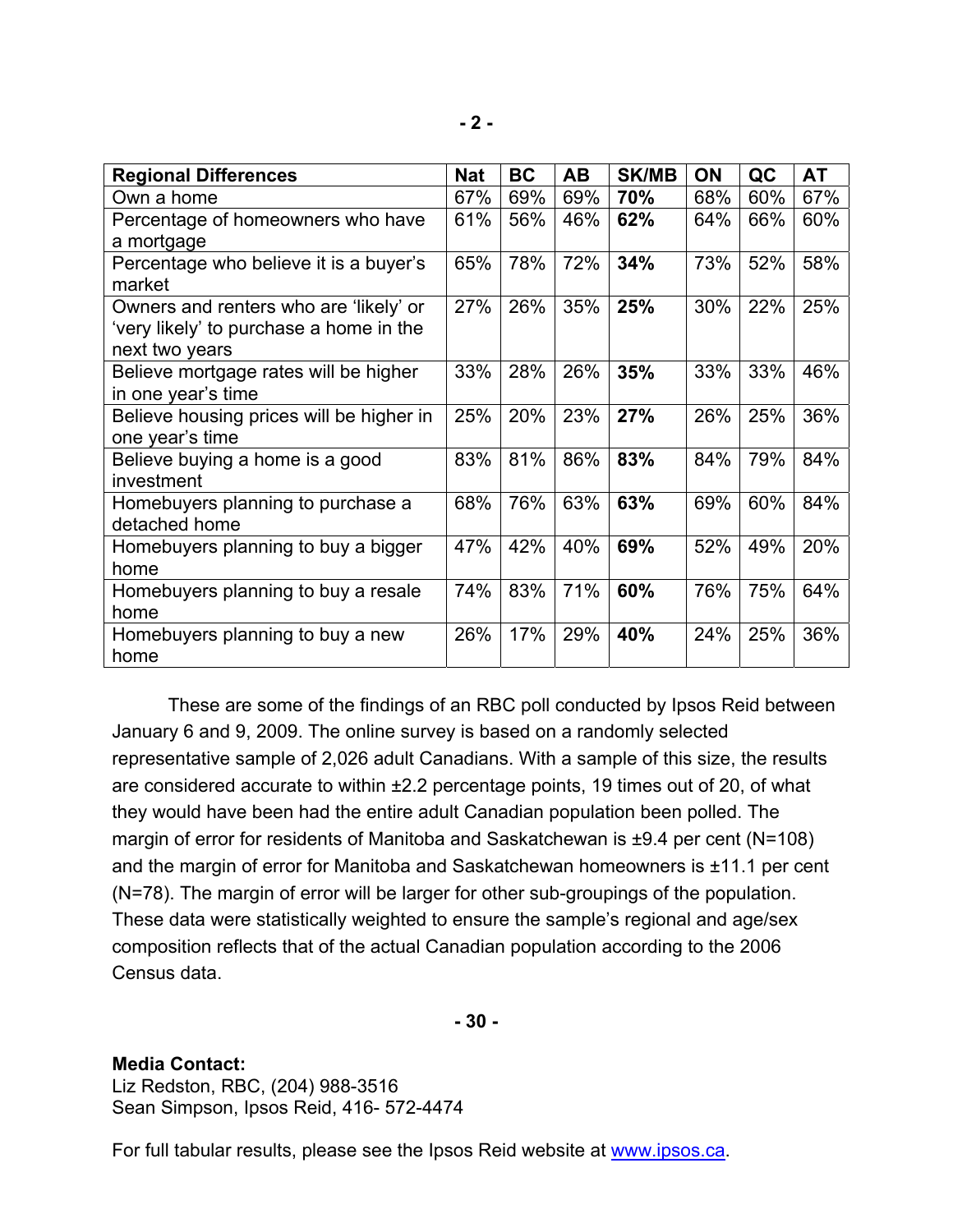| Regional Differences | Nat | BC | AB | SK/MB | ON | QC | AT |
|---|---|---|---|---|---|---|---|
| Own a home | 67% | 69% | 69% | **70%** | 68% | 60% | 67% |
| Percentage of homeowners who have a mortgage | 61% | 56% | 46% | **62%** | 64% | 66% | 60% |
| Percentage who believe it is a buyer's market | 65% | 78% | 72% | **34%** | 73% | 52% | 58% |
| Owners and renters who are 'likely' or 'very likely' to purchase a home in the next two years | 27% | 26% | 35% | **25%** | 30% | 22% | 25% |
| Believe mortgage rates will be higher in one year's time | 33% | 28% | 26% | **35%** | 33% | 33% | 46% |
| Believe housing prices will be higher in one year's time | 25% | 20% | 23% | **27%** | 26% | 25% | 36% |
| Believe buying a home is a good investment | 83% | 81% | 86% | **83%** | 84% | 79% | 84% |
| Homebuyers planning to purchase a detached home | 68% | 76% | 63% | **63%** | 69% | 60% | 84% |
| Homebuyers planning to buy a bigger home | 47% | 42% | 40% | **69%** | 52% | 49% | 20% |
| Homebuyers planning to buy a resale home | 74% | 83% | 71% | **60%** | 76% | 75% | 64% |
| Homebuyers planning to buy a new home | 26% | 17% | 29% | **40%** | 24% | 25% | 36% |

These are some of the findings of an RBC poll conducted by Ipsos Reid between January 6 and 9, 2009. The online survey is based on a randomly selected representative sample of 2,026 adult Canadians. With a sample of this size, the results are considered accurate to within ±2.2 percentage points, 19 times out of 20, of what they would have been had the entire adult Canadian population been polled. The margin of error for residents of Manitoba and Saskatchewan is ±9.4 per cent (N=108) and the margin of error for Manitoba and Saskatchewan homeowners is ±11.1 per cent (N=78). The margin of error will be larger for other sub-groupings of the population. These data were statistically weighted to ensure the sample's regional and age/sex composition reflects that of the actual Canadian population according to the 2006 Census data.

**- 30 -**

**Media Contact:**
Liz Redston, RBC, (204) 988-3516
Sean Simpson, Ipsos Reid, 416- 572-4474

For full tabular results, please see the Ipsos Reid website at www.ipsos.ca.